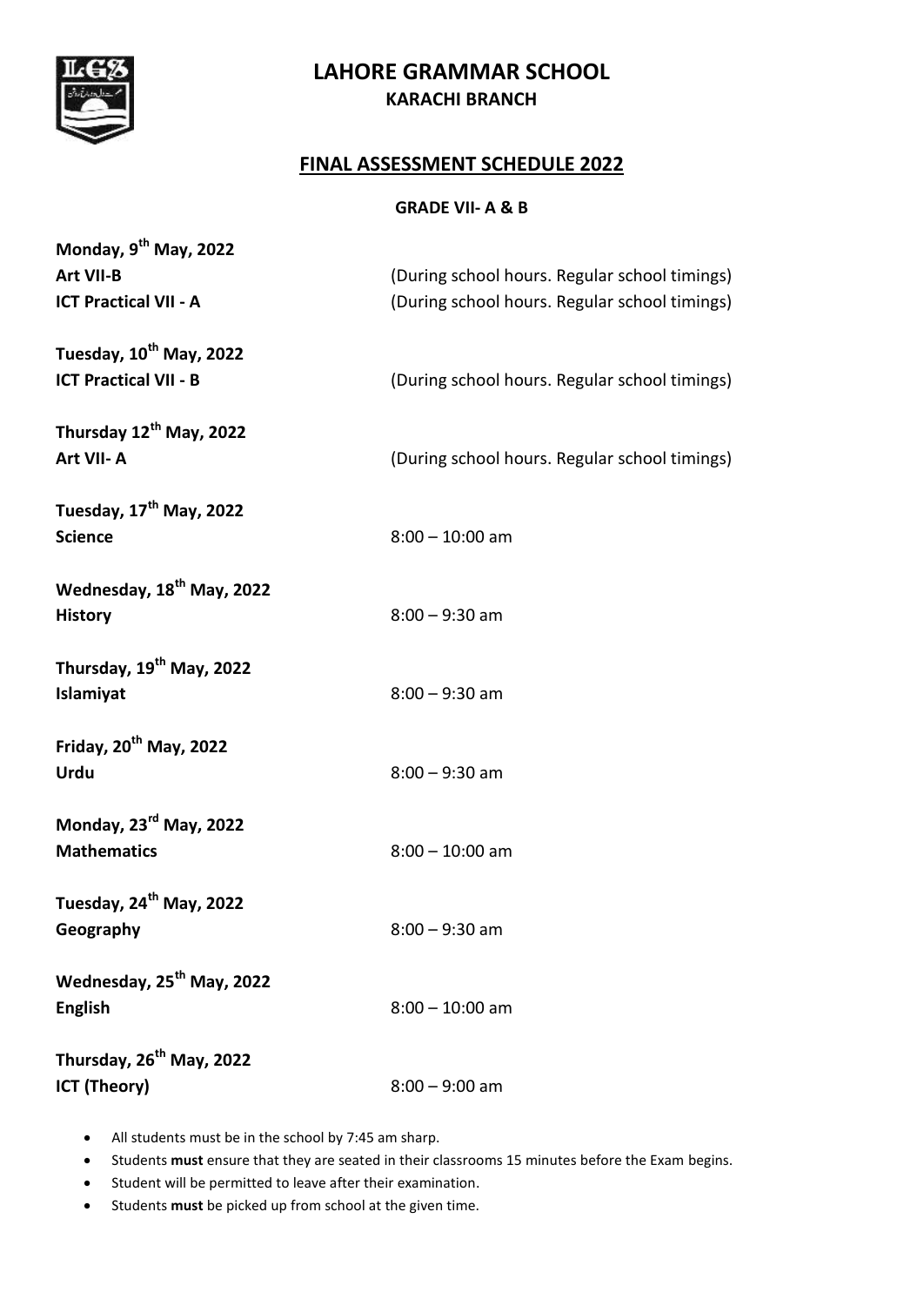# LAHORE GRAMMAR SCHOOL

## KARACHI BRANCH

## FINAL ASSESSMENT SCHEDULE 2022

**GRADE VII- A & B**

**Monday, 9th May, 2022**
**Art VII-B** (During school hours. Regular school timings)
**ICT Practical VII - A** (During school hours. Regular school timings)

**Tuesday, 10th May, 2022**
**ICT Practical VII - B** (During school hours. Regular school timings)

**Thursday 12th May, 2022**
**Art VII- A** (During school hours. Regular school timings)

**Tuesday, 17th May, 2022**
**Science** 8:00 – 10:00 am

**Wednesday, 18th May, 2022**
**History** 8:00 – 9:30 am

**Thursday, 19th May, 2022**
**Islamiyat** 8:00 – 9:30 am

**Friday, 20th May, 2022**
**Urdu** 8:00 – 9:30 am

**Monday, 23rd May, 2022**
**Mathematics** 8:00 – 10:00 am

**Tuesday, 24th May, 2022**
**Geography** 8:00 – 9:30 am

**Wednesday, 25th May, 2022**
**English** 8:00 – 10:00 am

**Thursday, 26th May, 2022**
**ICT (Theory)** 8:00 – 9:00 am

- All students must be in the school by 7:45 am sharp.
- Students **must** ensure that they are seated in their classrooms 15 minutes before the Exam begins.
- Student will be permitted to leave after their examination.
- Students **must** be picked up from school at the given time.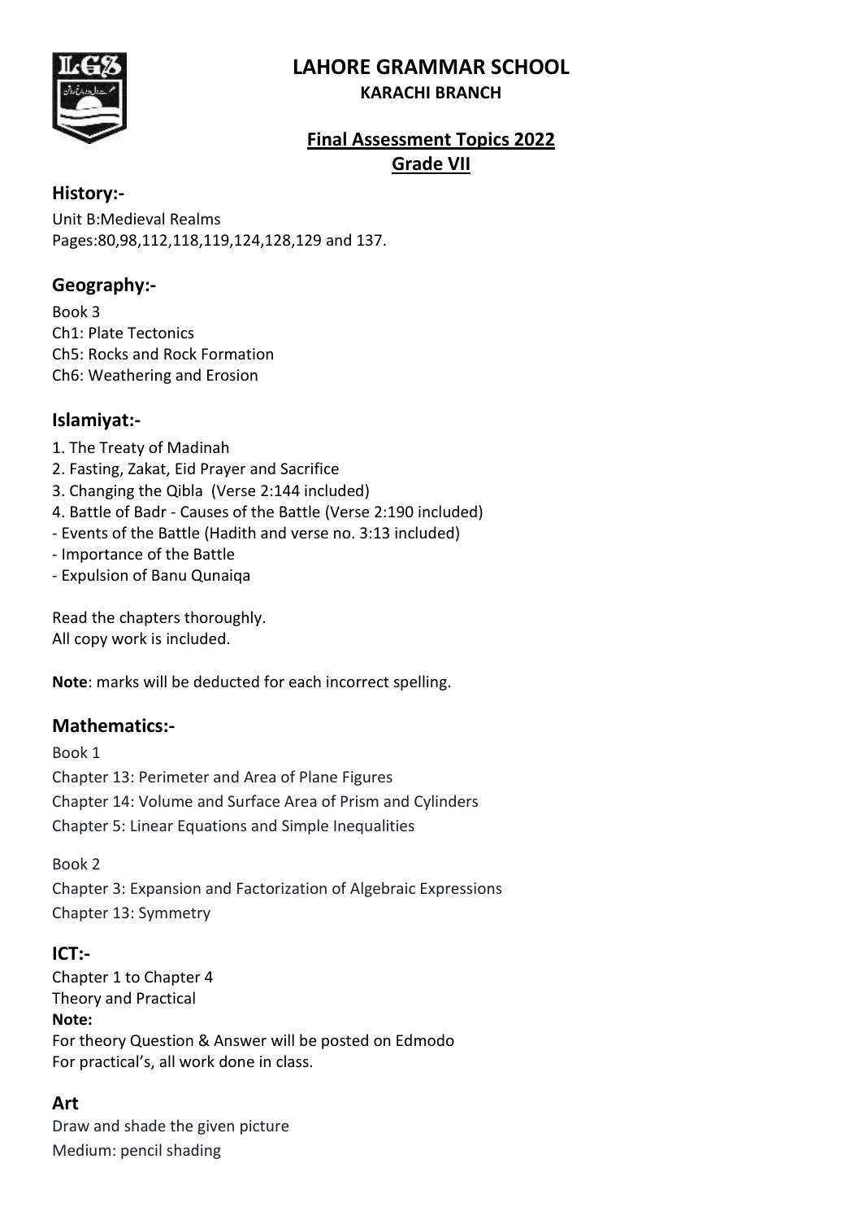# LAHORE GRAMMAR SCHOOL

**KARACHI BRANCH**

## Final Assessment Topics 2022

## Grade VII

### History:-

Unit B:Medieval Realms
Pages:80,98,112,118,119,124,128,129 and 137.

### Geography:-

Book 3
Ch1: Plate Tectonics
Ch5: Rocks and Rock Formation
Ch6: Weathering and Erosion

### Islamiyat:-

1. The Treaty of Madinah
2. Fasting, Zakat, Eid Prayer and Sacrifice
3. Changing the Qibla (Verse 2:144 included)
4. Battle of Badr - Causes of the Battle (Verse 2:190 included)

- Events of the Battle (Hadith and verse no. 3:13 included)
- Importance of the Battle
- Expulsion of Banu Qunaiqa

Read the chapters thoroughly.
All copy work is included.

**Note**: marks will be deducted for each incorrect spelling.

### Mathematics:-

Book 1

Chapter 13: Perimeter and Area of Plane Figures

Chapter 14: Volume and Surface Area of Prism and Cylinders

Chapter 5: Linear Equations and Simple Inequalities

Book 2

Chapter 3: Expansion and Factorization of Algebraic Expressions

Chapter 13: Symmetry

### ICT:-

Chapter 1 to Chapter 4
Theory and Practical
**Note:**
For theory Question & Answer will be posted on Edmodo
For practical's, all work done in class.

### Art

Draw and shade the given picture
Medium: pencil shading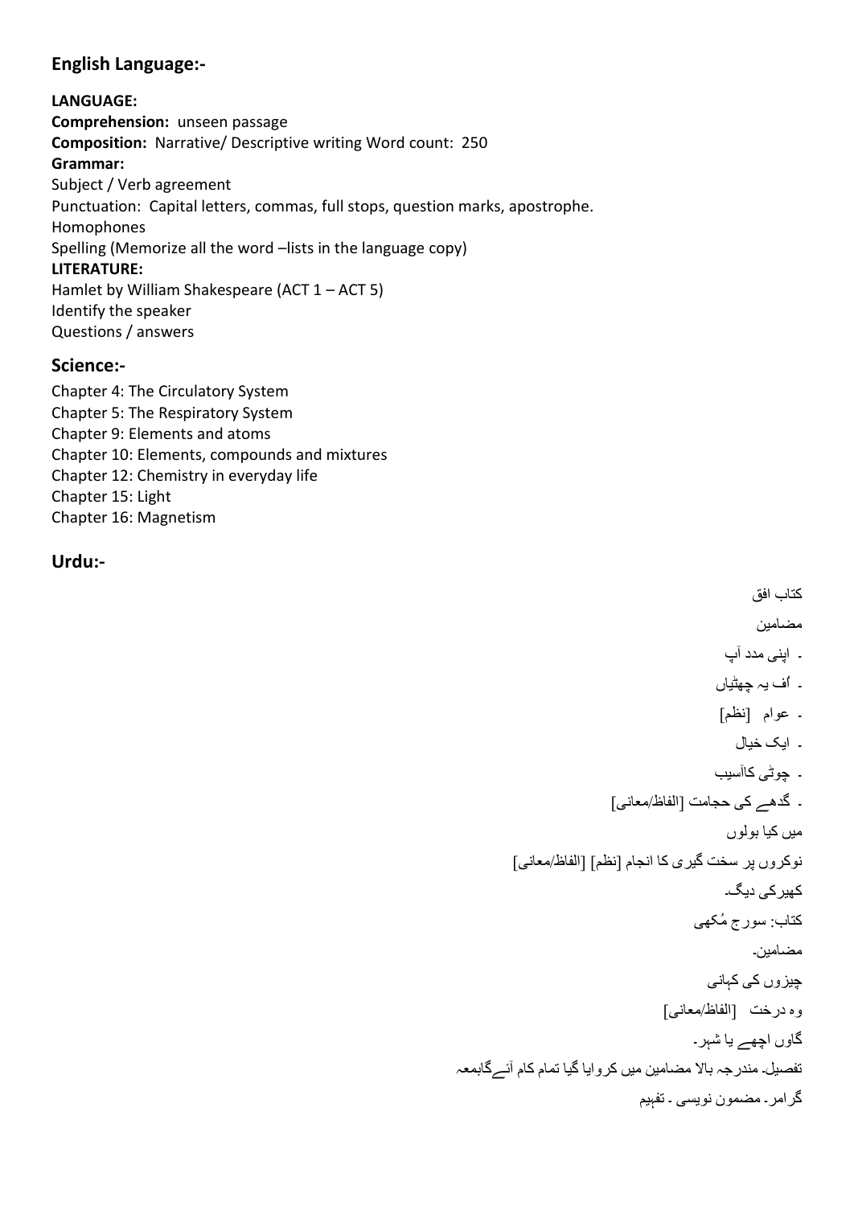## English Language:-

**LANGUAGE:**

**Comprehension:** unseen passage

**Composition:** Narrative/ Descriptive writing Word count: 250

**Grammar:**

Subject / Verb agreement

Punctuation: Capital letters, commas, full stops, question marks, apostrophe.

Homophones

Spelling (Memorize all the word –lists in the language copy)

**LITERATURE:**

Hamlet by William Shakespeare (ACT 1 – ACT 5)

Identify the speaker

Questions / answers

## Science:-

Chapter 4: The Circulatory System

Chapter 5: The Respiratory System

Chapter 9: Elements and atoms

Chapter 10: Elements, compounds and mixtures

Chapter 12: Chemistry in everyday life

Chapter 15: Light

Chapter 16: Magnetism

## Urdu:-

کتاب افق

مضامین

۔ اپنی مدد آپ

۔ اُف یہ چھٹیاں

۔ عوام [نظم]

۔ ایک خیال

۔ چوٹی کاآسیب

۔ گدھے کی حجامت [الفاظ/معانی]

میں کیا بولوں

نوکروں پر سخت گیری کا انجام [نظم] [الفاظ/معانی]

کھیرکی دیگ۔

کتاب: سورج مُکھی

مضامین۔

چیزوں کی کہانی

وہ درخت [الفاظ/معانی]

گاوں اچھے یا شہر۔

تفصیل۔ مندرجہ بالا مضامین میں کروایا گیا تمام کام آئےگابمعہ

گرامر۔ مضمون نویسی ۔ تفہیم